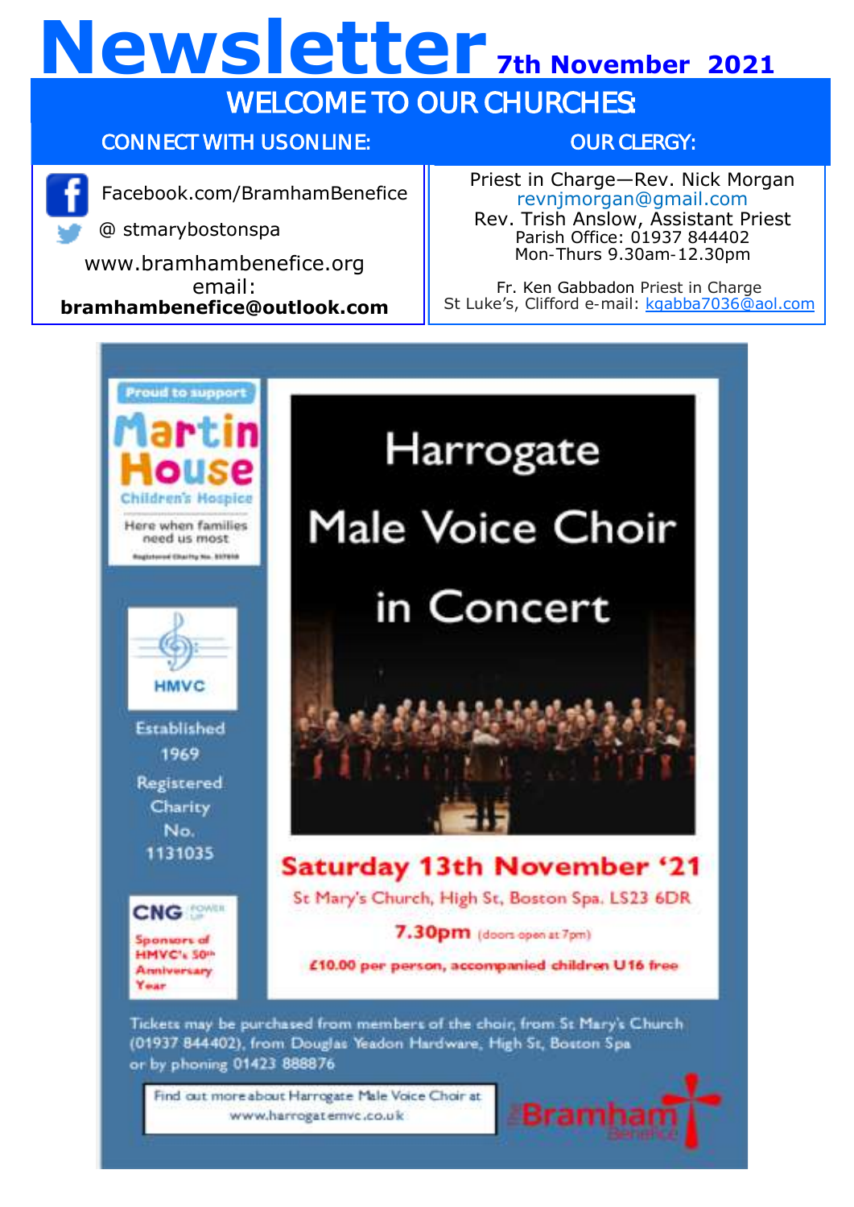# Newsletter 7th November 2021

## WELCOME TO OUR CHURCHES:

**CONNECT WITH US ONLINE:**

Facebook.com/BramhamBenefice

@ stmarybostonspa

www.bramhambenefice.org

email:

**bramhambenefice@outlook.com**

**OUR CLERGY:**

Priest in Charge—Rev. Nick Morgan
revnjmorgan@gmail.com
Rev. Trish Anslow, Assistant Priest
Parish Office: 01937 844402
Mon-Thurs 9.30am-12.30pm

Fr. Ken Gabbadon Priest in Charge
St Luke's, Clifford e-mail: kgabba7036@aol.com

Proud to support Martin House Children's Hospice — Here when families need us most

HMVC — Established 1969 — Registered Charity No. 1131035

CNG — Sponsors of HMVC's 50th Anniversary Year

# Harrogate Male Voice Choir in Concert

**Saturday 13th November '21**

St Mary's Church, High St, Boston Spa. LS23 6DR

**7.30pm** (doors open at 7pm)

**£10.00 per person, accompanied children U16 free**

Tickets may be purchased from members of the choir, from St Mary's Church (01937 844402), from Douglas Yeadon Hardware, High St, Boston Spa or by phoning 01423 888876

Find out more about Harrogate Male Voice Choir at www.harrogatemvc.co.uk

The Bramham Benefice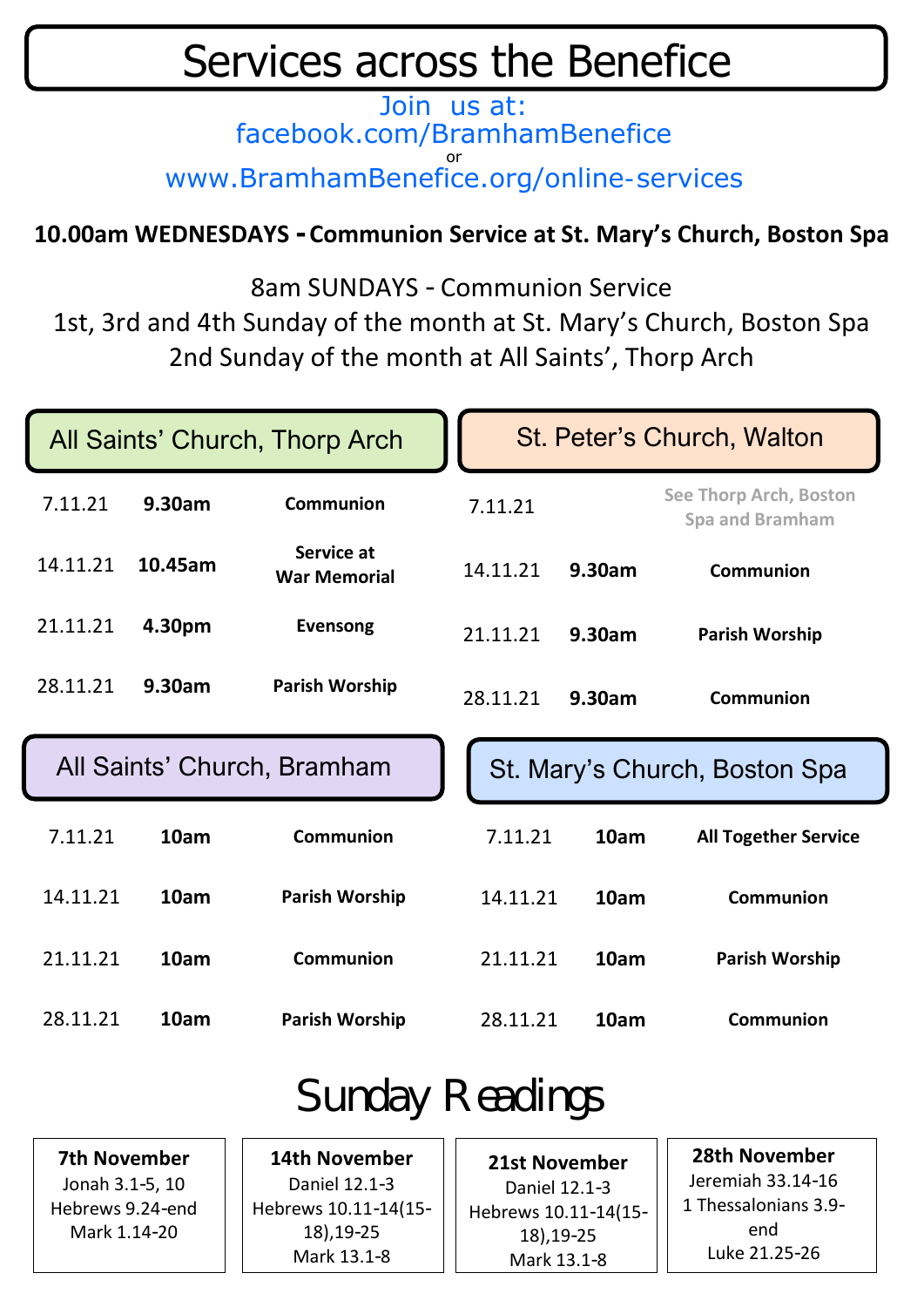# Services across the Benefice

Join us at:
facebook.com/BramhamBenefice
or
www.BramhamBenefice.org/online-services

**10.00am WEDNESDAYS - Communion Service at St. Mary's Church, Boston Spa**

8am SUNDAYS - Communion Service
1st, 3rd and 4th Sunday of the month at St. Mary's Church, Boston Spa
2nd Sunday of the month at All Saints', Thorp Arch

## All Saints' Church, Thorp Arch

| Date | Time | Service |
|---|---|---|
| 7.11.21 | **9.30am** | **Communion** |
| 14.11.21 | **10.45am** | **Service at War Memorial** |
| 21.11.21 | **4.30pm** | **Evensong** |
| 28.11.21 | **9.30am** | **Parish Worship** |

## St. Peter's Church, Walton

| Date | Time | Service |
|---|---|---|
| 7.11.21 | | See Thorp Arch, Boston Spa and Bramham |
| 14.11.21 | **9.30am** | **Communion** |
| 21.11.21 | **9.30am** | **Parish Worship** |
| 28.11.21 | **9.30am** | **Communion** |

## All Saints' Church, Bramham

| Date | Time | Service |
|---|---|---|
| 7.11.21 | **10am** | **Communion** |
| 14.11.21 | **10am** | **Parish Worship** |
| 21.11.21 | **10am** | **Communion** |
| 28.11.21 | **10am** | **Parish Worship** |

## St. Mary's Church, Boston Spa

| Date | Time | Service |
|---|---|---|
| 7.11.21 | **10am** | **All Together Service** |
| 14.11.21 | **10am** | **Communion** |
| 21.11.21 | **10am** | **Parish Worship** |
| 28.11.21 | **10am** | **Communion** |

# Sunday Readings

**7th November**
Jonah 3.1-5, 10
Hebrews 9.24-end
Mark 1.14-20

**14th November**
Daniel 12.1-3
Hebrews 10.11-14(15-18),19-25
Mark 13.1-8

**21st November**
Daniel 12.1-3
Hebrews 10.11-14(15-18),19-25
Mark 13.1-8

**28th November**
Jeremiah 33.14-16
1 Thessalonians 3.9-end
Luke 21.25-26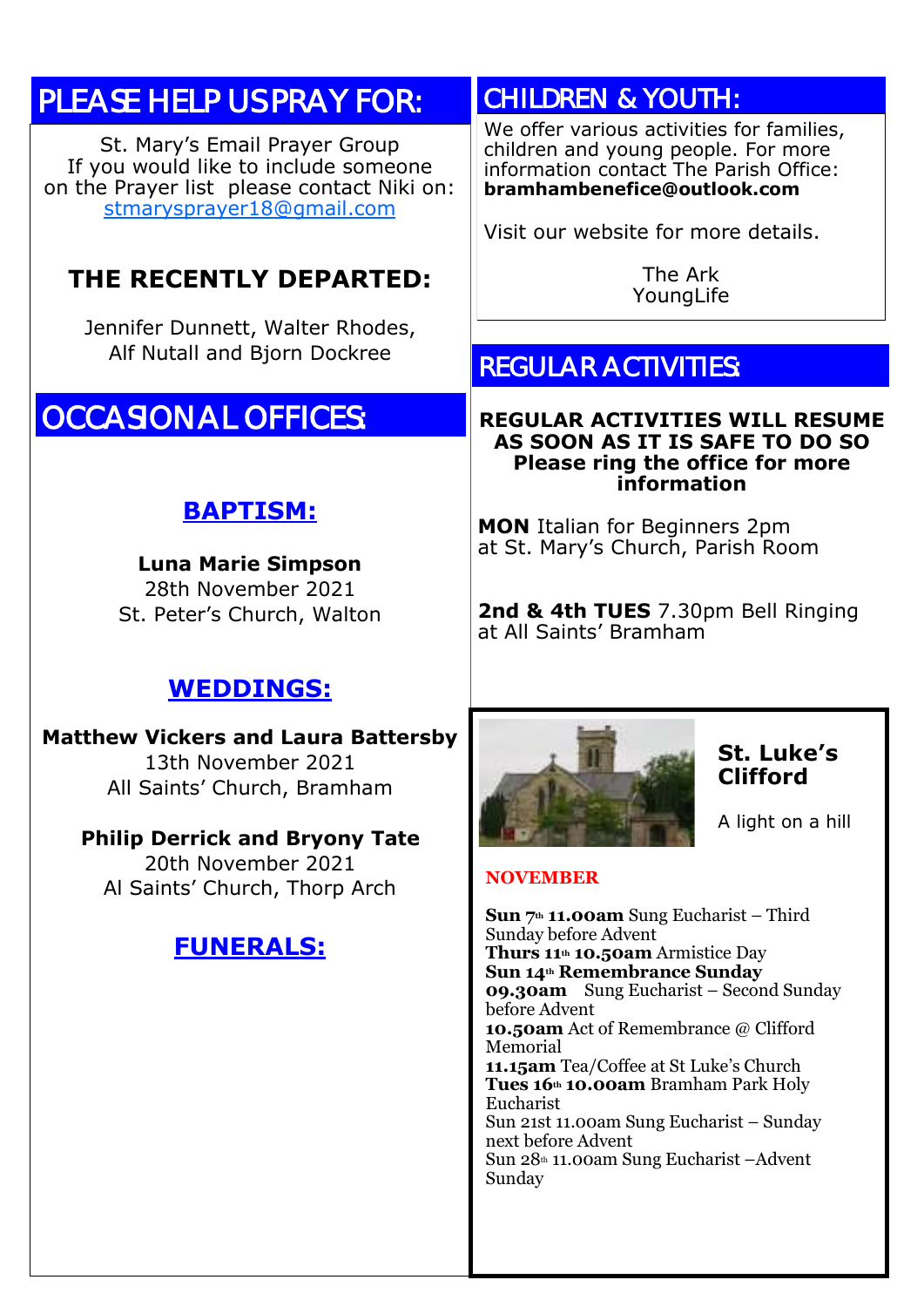## PLEASE HELP US PRAY FOR:

St. Mary's Email Prayer Group
If you would like to include someone on the Prayer list please contact Niki on:
stmarysprayer18@gmail.com

### THE RECENTLY DEPARTED:

Jennifer Dunnett, Walter Rhodes,
Alf Nutall and Bjorn Dockree

## OCCASIONAL OFFICES:

### BAPTISM:

**Luna Marie Simpson**
28th November 2021
St. Peter's Church, Walton

### WEDDINGS:

**Matthew Vickers and Laura Battersby**
13th November 2021
All Saints' Church, Bramham

**Philip Derrick and Bryony Tate**
20th November 2021
Al Saints' Church, Thorp Arch

### FUNERALS:

## CHILDREN & YOUTH:

We offer various activities for families, children and young people. For more information contact The Parish Office:
**bramhambenefice@outlook.com**

Visit our website for more details.

The Ark
YoungLife

## REGULAR ACTIVITIES:

**REGULAR ACTIVITIES WILL RESUME AS SOON AS IT IS SAFE TO DO SO**
**Please ring the office for more information**

**MON** Italian for Beginners 2pm at St. Mary's Church, Parish Room

**2nd & 4th TUES** 7.30pm Bell Ringing at All Saints' Bramham

### St. Luke's Clifford

A light on a hill

**NOVEMBER**

**Sun 7th 11.00am** Sung Eucharist – Third Sunday before Advent
**Thurs 11th 10.50am** Armistice Day
**Sun 14th Remembrance Sunday**
**09.30am** Sung Eucharist – Second Sunday before Advent
**10.50am** Act of Remembrance @ Clifford Memorial
**11.15am** Tea/Coffee at St Luke's Church
**Tues 16th 10.00am** Bramham Park Holy Eucharist
Sun 21st 11.00am Sung Eucharist – Sunday next before Advent
Sun 28th 11.00am Sung Eucharist –Advent Sunday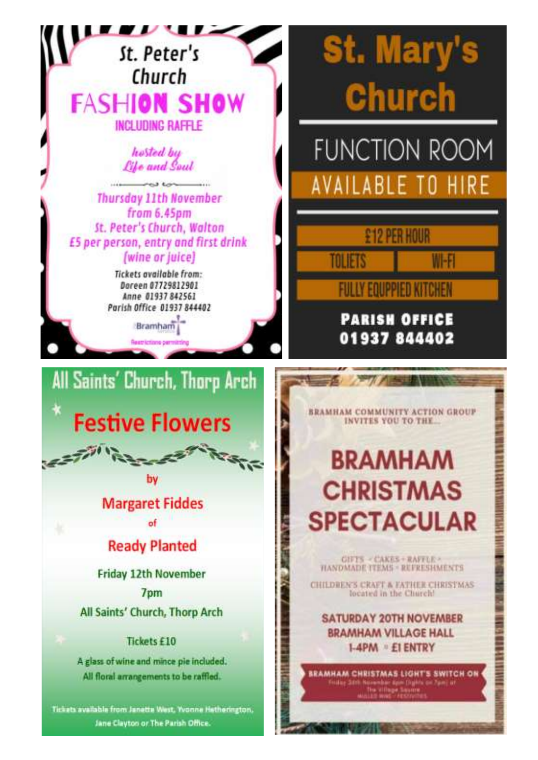# St. Peter's Church

## FASHION SHOW

INCLUDING RAFFLE

*hosted by Life and Soul*

Thursday 11th November
from 6.45pm
St. Peter's Church, Walton
£5 per person, entry and first drink (wine or juice)

Tickets available from:
Doreen 07729812901
Anne 01937 842561
Parish Office 01937 844402

Bramham

Restrictions permitting

# St. Mary's Church

## FUNCTION ROOM

AVAILABLE TO HIRE

£12 PER HOUR

TOLIETS | WI-FI

FULLY EQUPPIED KITCHEN

**PARISH OFFICE**
**01937 844402**

# All Saints' Church, Thorp Arch

## Festive Flowers

by

Margaret Fiddes

of

Ready Planted

Friday 12th November
7pm
All Saints' Church, Thorp Arch

Tickets £10

A glass of wine and mince pie included.
All floral arrangements to be raffled.

Tickets available from Janette West, Yvonne Hetherington, Jane Clayton or The Parish Office.

BRAMHAM COMMUNITY ACTION GROUP INVITES YOU TO THE...

# BRAMHAM CHRISTMAS SPECTACULAR

GIFTS • CAKES • RAFFLE • HANDMADE ITEMS • REFRESHMENTS

CHILDREN'S CRAFT & FATHER CHRISTMAS located in the Church!

SATURDAY 20TH NOVEMBER
BRAMHAM VILLAGE HALL
1-4PM • £1 ENTRY

BRAMHAM CHRISTMAS LIGHT'S SWITCH ON
Friday 26th November 6pm (lights on 7pm) at The Village Square
MULLED WINE • FESTIVITIES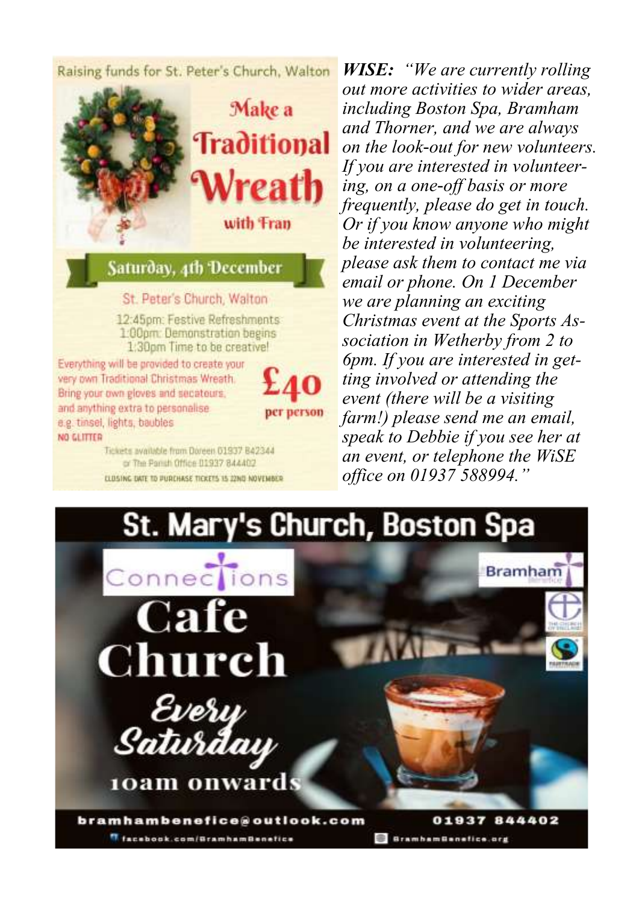Raising funds for St. Peter's Church, Walton

# Make a Traditional Wreath

with Fran

## Saturday, 4th December

St. Peter's Church, Walton

12:45pm: Festive Refreshments
1:00pm: Demonstration begins
1:30pm Time to be creative!

Everything will be provided to create your very own Traditional Christmas Wreath. Bring your own gloves and secateurs, and anything extra to personalise e.g. tinsel, lights, baubles

NO GLITTER

**£40 per person**

Tickets available from Doreen 01937 842344 or The Parish Office 01937 844402

CLOSING DATE TO PURCHASE TICKETS IS 22ND NOVEMBER

***WISE:*** *"We are currently rolling out more activities to wider areas, including Boston Spa, Bramham and Thorner, and we are always on the look-out for new volunteers. If you are interested in volunteering, on a one-off basis or more frequently, please do get in touch. Or if you know anyone who might be interested in volunteering, please ask them to contact me via email or phone. On 1 December we are planning an exciting Christmas event at the Sports Association in Wetherby from 2 to 6pm. If you are interested in getting involved or attending the event (there will be a visiting farm!) please send me an email, speak to Debbie if you see her at an event, or telephone the WiSE office on 01937 588994."*

# St. Mary's Church, Boston Spa

Connections

Bramham Benefice

# Cafe Church

Every Saturday

10am onwards

bramhambenefice@outlook.com 01937 844402

facebook.com/BramhamBenefice BramhamBenefice.org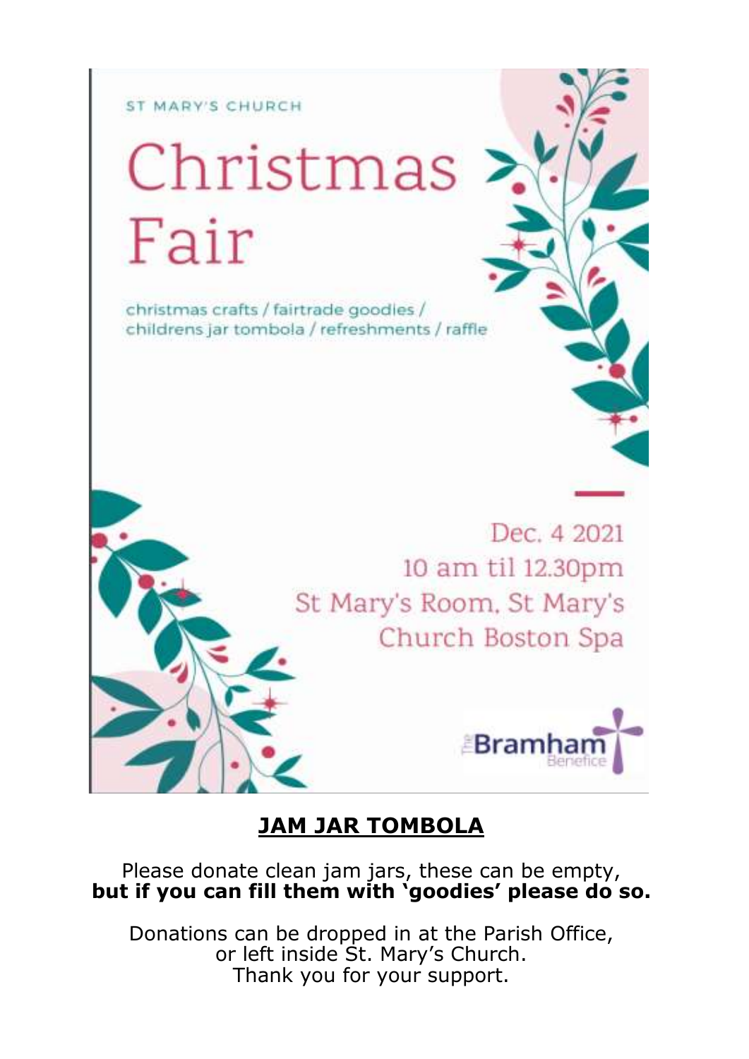ST MARY'S CHURCH

# Christmas Fair

christmas crafts / fairtrade goodies / childrens jar tombola / refreshments / raffle

Dec. 4 2021
10 am til 12.30pm
St Mary's Room, St Mary's Church Boston Spa

The Bramham Benefice

## JAM JAR TOMBOLA

Please donate clean jam jars, these can be empty,
**but if you can fill them with 'goodies' please do so.**

Donations can be dropped in at the Parish Office,
or left inside St. Mary's Church.
Thank you for your support.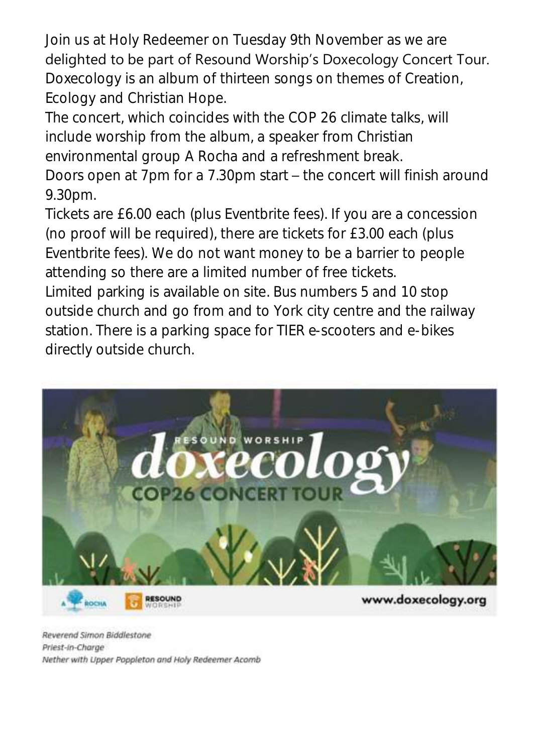Join us at Holy Redeemer on Tuesday 9th November as we are delighted to be part of Resound Worship's Doxecology Concert Tour. Doxecology is an album of thirteen songs on themes of Creation, Ecology and Christian Hope.

The concert, which coincides with the COP 26 climate talks, will include worship from the album, a speaker from Christian environmental group A Rocha and a refreshment break.

Doors open at 7pm for a 7.30pm start – the concert will finish around 9.30pm.

Tickets are £6.00 each (plus Eventbrite fees). If you are a concession (no proof will be required), there are tickets for £3.00 each (plus Eventbrite fees). We do not want money to be a barrier to people attending so there are a limited number of free tickets.

Limited parking is available on site. Bus numbers 5 and 10 stop outside church and go from and to York city centre and the railway station. There is a parking space for TIER e-scooters and e-bikes directly outside church.

*Reverend Simon Biddlestone*
*Priest-in-Charge*
*Nether with Upper Poppleton and Holy Redeemer Acomb*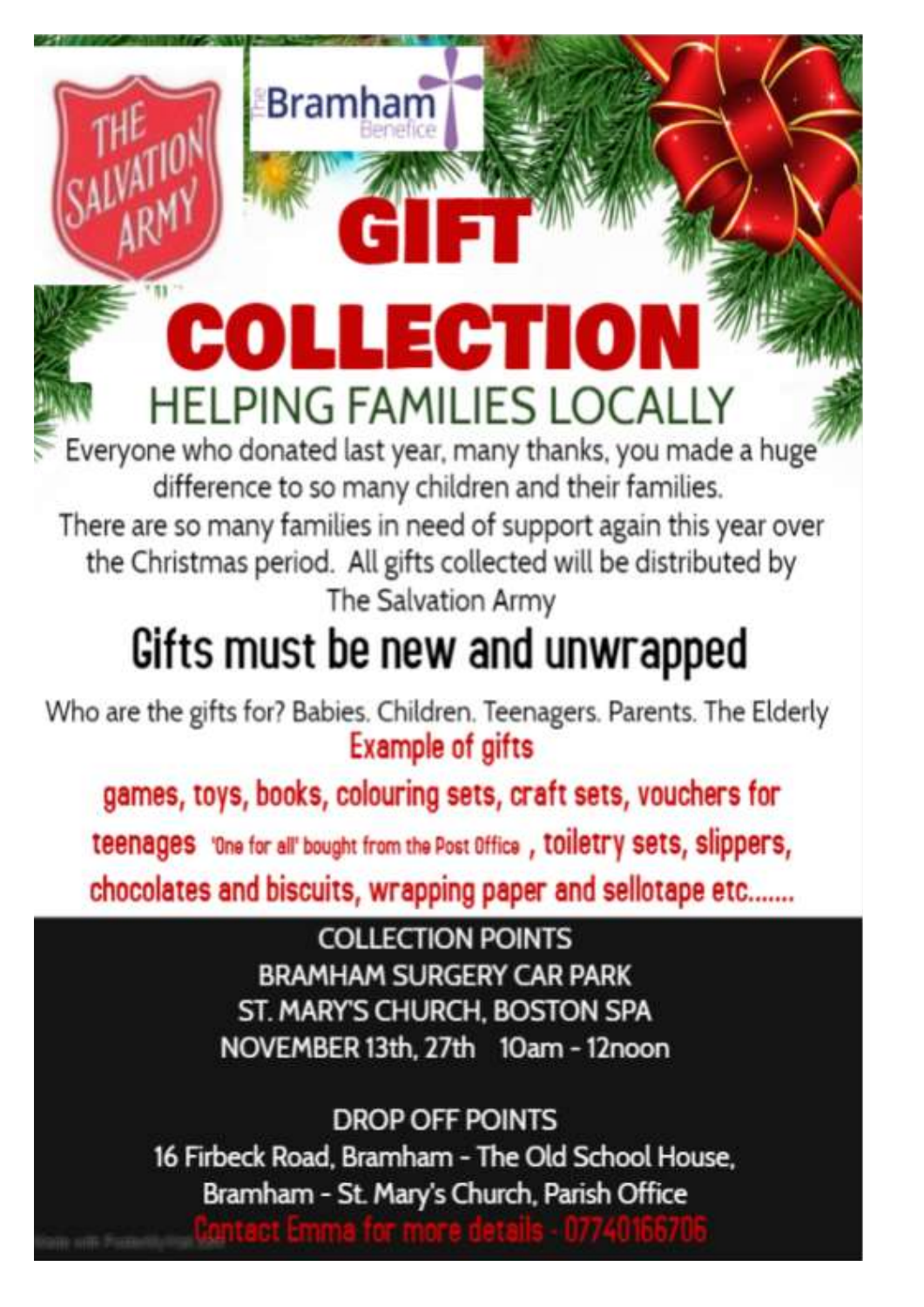THE SALVATION ARMY

The Bramham Benefice

# GIFT COLLECTION

## HELPING FAMILIES LOCALLY

Everyone who donated last year, many thanks, you made a huge difference to so many children and their families.

There are so many families in need of support again this year over the Christmas period. All gifts collected will be distributed by The Salvation Army

## Gifts must be new and unwrapped

Who are the gifts for? Babies. Children. Teenagers. Parents. The Elderly

**Example of gifts**

**games, toys, books, colouring sets, craft sets, vouchers for teenages 'One for all' bought from the Post Office , toiletry sets, slippers, chocolates and biscuits, wrapping paper and sellotape etc.......**

**COLLECTION POINTS**

**BRAMHAM SURGERY CAR PARK**

**ST. MARY'S CHURCH, BOSTON SPA**

**NOVEMBER 13th, 27th 10am - 12noon**

**DROP OFF POINTS**

16 Firbeck Road, Bramham - The Old School House, Bramham - St. Mary's Church, Parish Office

Contact Emma for more details - 07740166706